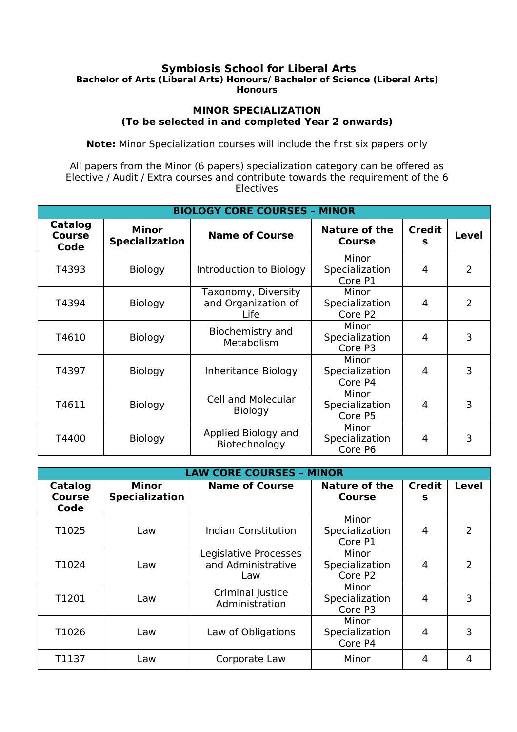# Symbiosis School for Liberal Arts

**Bachelor of Arts (Liberal Arts) Honours/ Bachelor of Science (Liberal Arts) Honours**

## MINOR SPECIALIZATION
**(To be selected in and completed Year 2 onwards)**

**Note:** Minor Specialization courses will include the first six papers only

All papers from the Minor (6 papers) specialization category can be offered as Elective / Audit / Extra courses and contribute towards the requirement of the 6 Electives

| BIOLOGY CORE COURSES – MINOR | | | | | |
|---|---|---|---|---|---|
| **Catalog Course Code** | **Minor Specialization** | **Name of Course** | **Nature of the Course** | **Credits** | **Level** |
| T4393 | Biology | Introduction to Biology | Minor Specialization Core P1 | 4 | 2 |
| T4394 | Biology | Taxonomy, Diversity and Organization of Life | Minor Specialization Core P2 | 4 | 2 |
| T4610 | Biology | Biochemistry and Metabolism | Minor Specialization Core P3 | 4 | 3 |
| T4397 | Biology | Inheritance Biology | Minor Specialization Core P4 | 4 | 3 |
| T4611 | Biology | Cell and Molecular Biology | Minor Specialization Core P5 | 4 | 3 |
| T4400 | Biology | Applied Biology and Biotechnology | Minor Specialization Core P6 | 4 | 3 |

| LAW CORE COURSES – MINOR | | | | | |
|---|---|---|---|---|---|
| **Catalog Course Code** | **Minor Specialization** | **Name of Course** | **Nature of the Course** | **Credits** | **Level** |
| T1025 | Law | Indian Constitution | Minor Specialization Core P1 | 4 | 2 |
| T1024 | Law | Legislative Processes and Administrative Law | Minor Specialization Core P2 | 4 | 2 |
| T1201 | Law | Criminal Justice Administration | Minor Specialization Core P3 | 4 | 3 |
| T1026 | Law | Law of Obligations | Minor Specialization Core P4 | 4 | 3 |
| T1137 | Law | Corporate Law | Minor | 4 | 4 |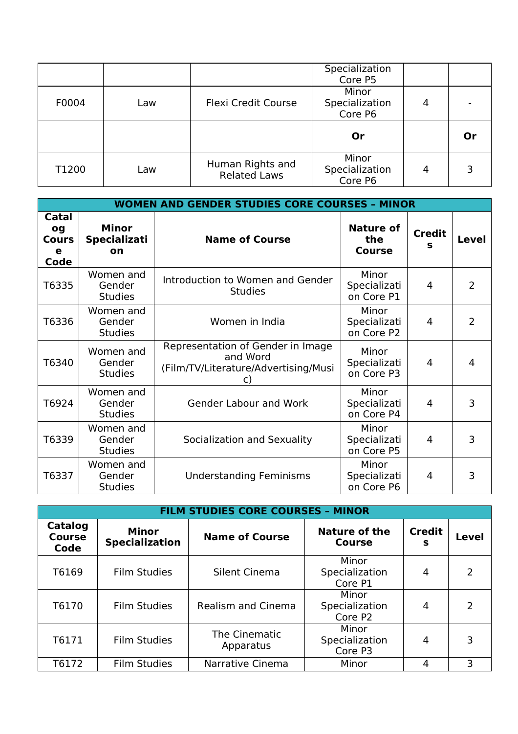| | | | Specialization Core P5 | | |
|---|---|---|---|---|---|
| F0004 | Law | Flexi Credit Course | Minor Specialization Core P6 | 4 | - |
| | | | **Or** | | **Or** |
| T1200 | Law | Human Rights and Related Laws | Minor Specialization Core P6 | 4 | 3 |

| **WOMEN AND GENDER STUDIES CORE COURSES – MINOR** | | | | | |
|---|---|---|---|---|---|
| **Catalog Course Code** | **Minor Specialization** | **Name of Course** | **Nature of the Course** | **Credits** | **Level** |
| T6335 | Women and Gender Studies | Introduction to Women and Gender Studies | Minor Specialization Core P1 | 4 | 2 |
| T6336 | Women and Gender Studies | Women in India | Minor Specialization Core P2 | 4 | 2 |
| T6340 | Women and Gender Studies | Representation of Gender in Image and Word (Film/TV/Literature/Advertising/Music) | Minor Specialization Core P3 | 4 | 4 |
| T6924 | Women and Gender Studies | Gender Labour and Work | Minor Specialization Core P4 | 4 | 3 |
| T6339 | Women and Gender Studies | Socialization and Sexuality | Minor Specialization Core P5 | 4 | 3 |
| T6337 | Women and Gender Studies | Understanding Feminisms | Minor Specialization Core P6 | 4 | 3 |

| **FILM STUDIES CORE COURSES – MINOR** | | | | | |
|---|---|---|---|---|---|
| **Catalog Course Code** | **Minor Specialization** | **Name of Course** | **Nature of the Course** | **Credits** | **Level** |
| T6169 | Film Studies | Silent Cinema | Minor Specialization Core P1 | 4 | 2 |
| T6170 | Film Studies | Realism and Cinema | Minor Specialization Core P2 | 4 | 2 |
| T6171 | Film Studies | The Cinematic Apparatus | Minor Specialization Core P3 | 4 | 3 |
| T6172 | Film Studies | Narrative Cinema | Minor | 4 | 3 |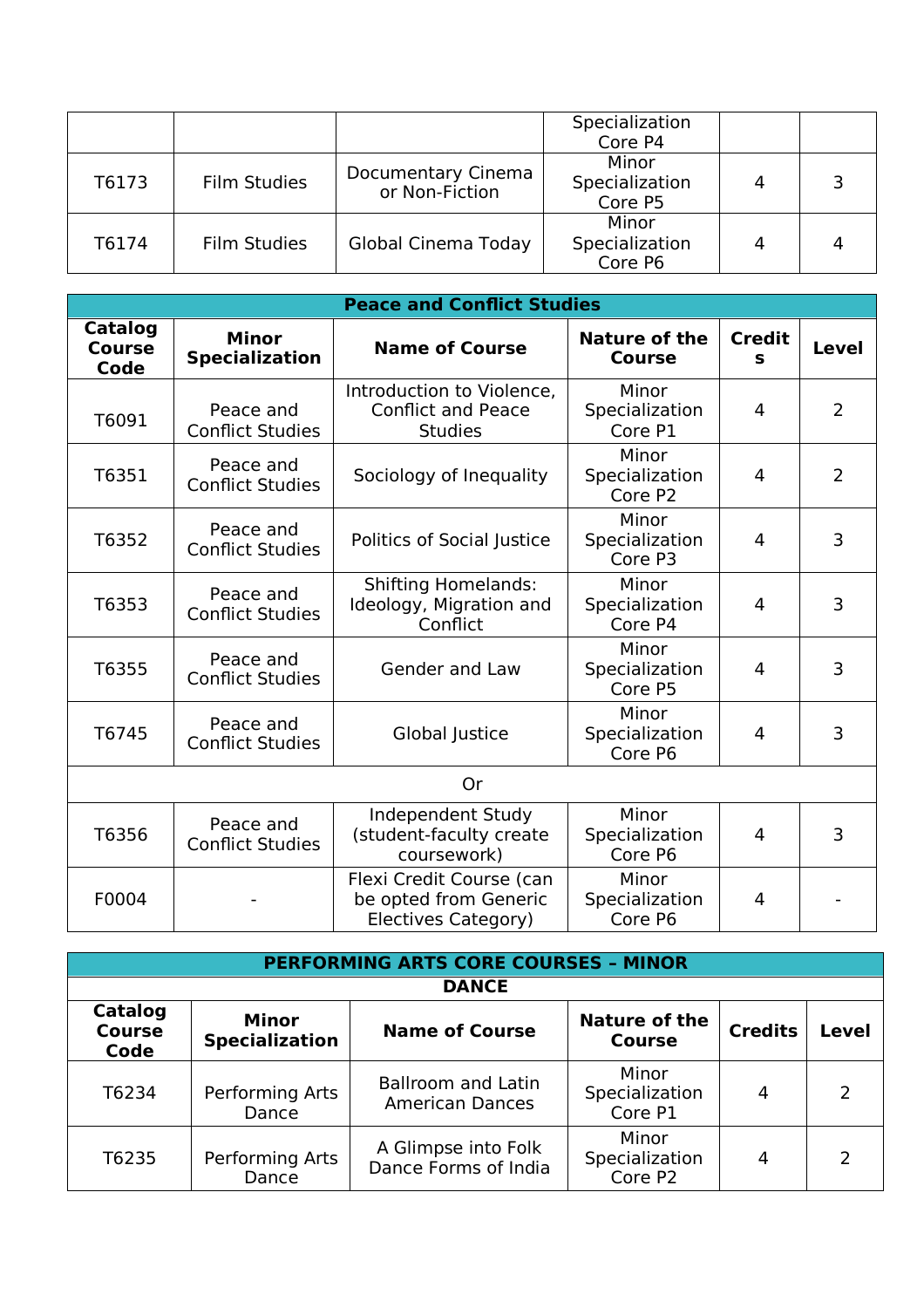| | | | Specialization Core P4 | | |
|---|---|---|---|---|---|
| T6173 | Film Studies | Documentary Cinema or Non-Fiction | Minor Specialization Core P5 | 4 | 3 |
| T6174 | Film Studies | Global Cinema Today | Minor Specialization Core P6 | 4 | 4 |

| **Peace and Conflict Studies** | | | | | |
|---|---|---|---|---|---|
| **Catalog Course Code** | **Minor Specialization** | **Name of Course** | **Nature of the Course** | **Credits** | **Level** |
| T6091 | Peace and Conflict Studies | Introduction to Violence, Conflict and Peace Studies | Minor Specialization Core P1 | 4 | 2 |
| T6351 | Peace and Conflict Studies | Sociology of Inequality | Minor Specialization Core P2 | 4 | 2 |
| T6352 | Peace and Conflict Studies | Politics of Social Justice | Minor Specialization Core P3 | 4 | 3 |
| T6353 | Peace and Conflict Studies | Shifting Homelands: Ideology, Migration and Conflict | Minor Specialization Core P4 | 4 | 3 |
| T6355 | Peace and Conflict Studies | Gender and Law | Minor Specialization Core P5 | 4 | 3 |
| T6745 | Peace and Conflict Studies | Global Justice | Minor Specialization Core P6 | 4 | 3 |
| Or | | | | | |
| T6356 | Peace and Conflict Studies | Independent Study (student-faculty create coursework) | Minor Specialization Core P6 | 4 | 3 |
| F0004 | - | Flexi Credit Course (can be opted from Generic Electives Category) | Minor Specialization Core P6 | 4 | - |

| **PERFORMING ARTS CORE COURSES – MINOR** | | | | | |
|---|---|---|---|---|---|
| **DANCE** | | | | | |
| **Catalog Course Code** | **Minor Specialization** | **Name of Course** | **Nature of the Course** | **Credits** | **Level** |
| T6234 | Performing Arts Dance | Ballroom and Latin American Dances | Minor Specialization Core P1 | 4 | 2 |
| T6235 | Performing Arts Dance | A Glimpse into Folk Dance Forms of India | Minor Specialization Core P2 | 4 | 2 |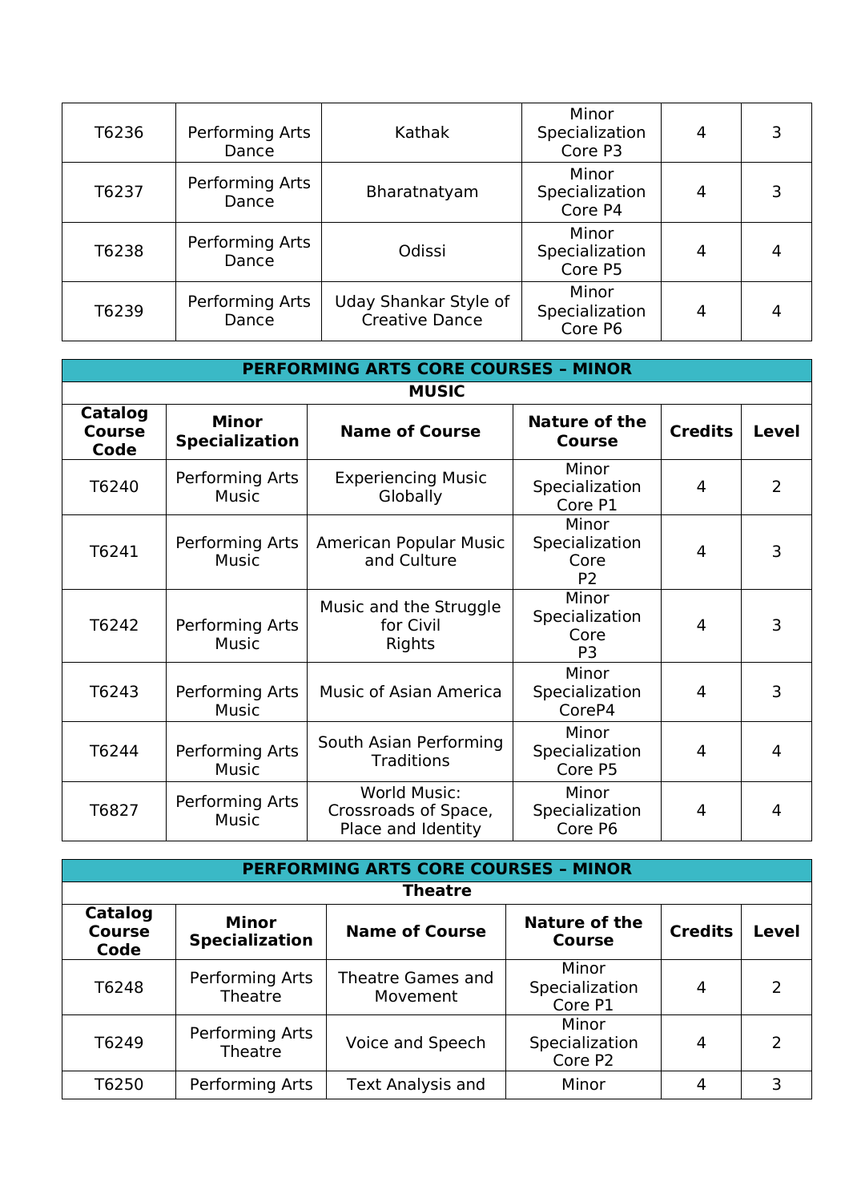| | | | | | |
|---|---|---|---|---|---|
| T6236 | Performing Arts Dance | Kathak | Minor Specialization Core P3 | 4 | 3 |
| T6237 | Performing Arts Dance | Bharatnatyam | Minor Specialization Core P4 | 4 | 3 |
| T6238 | Performing Arts Dance | Odissi | Minor Specialization Core P5 | 4 | 4 |
| T6239 | Performing Arts Dance | Uday Shankar Style of Creative Dance | Minor Specialization Core P6 | 4 | 4 |

| PERFORMING ARTS CORE COURSES – MINOR | | | | | |
|---|---|---|---|---|---|
| MUSIC | | | | | |
| **Catalog Course Code** | **Minor Specialization** | **Name of Course** | **Nature of the Course** | **Credits** | **Level** |
| T6240 | Performing Arts Music | Experiencing Music Globally | Minor Specialization Core P1 | 4 | 2 |
| T6241 | Performing Arts Music | American Popular Music and Culture | Minor Specialization Core P2 | 4 | 3 |
| T6242 | Performing Arts Music | Music and the Struggle for Civil Rights | Minor Specialization Core P3 | 4 | 3 |
| T6243 | Performing Arts Music | Music of Asian America | Minor Specialization CoreP4 | 4 | 3 |
| T6244 | Performing Arts Music | South Asian Performing Traditions | Minor Specialization Core P5 | 4 | 4 |
| T6827 | Performing Arts Music | World Music: Crossroads of Space, Place and Identity | Minor Specialization Core P6 | 4 | 4 |

| PERFORMING ARTS CORE COURSES – MINOR | | | | | |
|---|---|---|---|---|---|
| Theatre | | | | | |
| **Catalog Course Code** | **Minor Specialization** | **Name of Course** | **Nature of the Course** | **Credits** | **Level** |
| T6248 | Performing Arts Theatre | Theatre Games and Movement | Minor Specialization Core P1 | 4 | 2 |
| T6249 | Performing Arts Theatre | Voice and Speech | Minor Specialization Core P2 | 4 | 2 |
| T6250 | Performing Arts | Text Analysis and | Minor | 4 | 3 |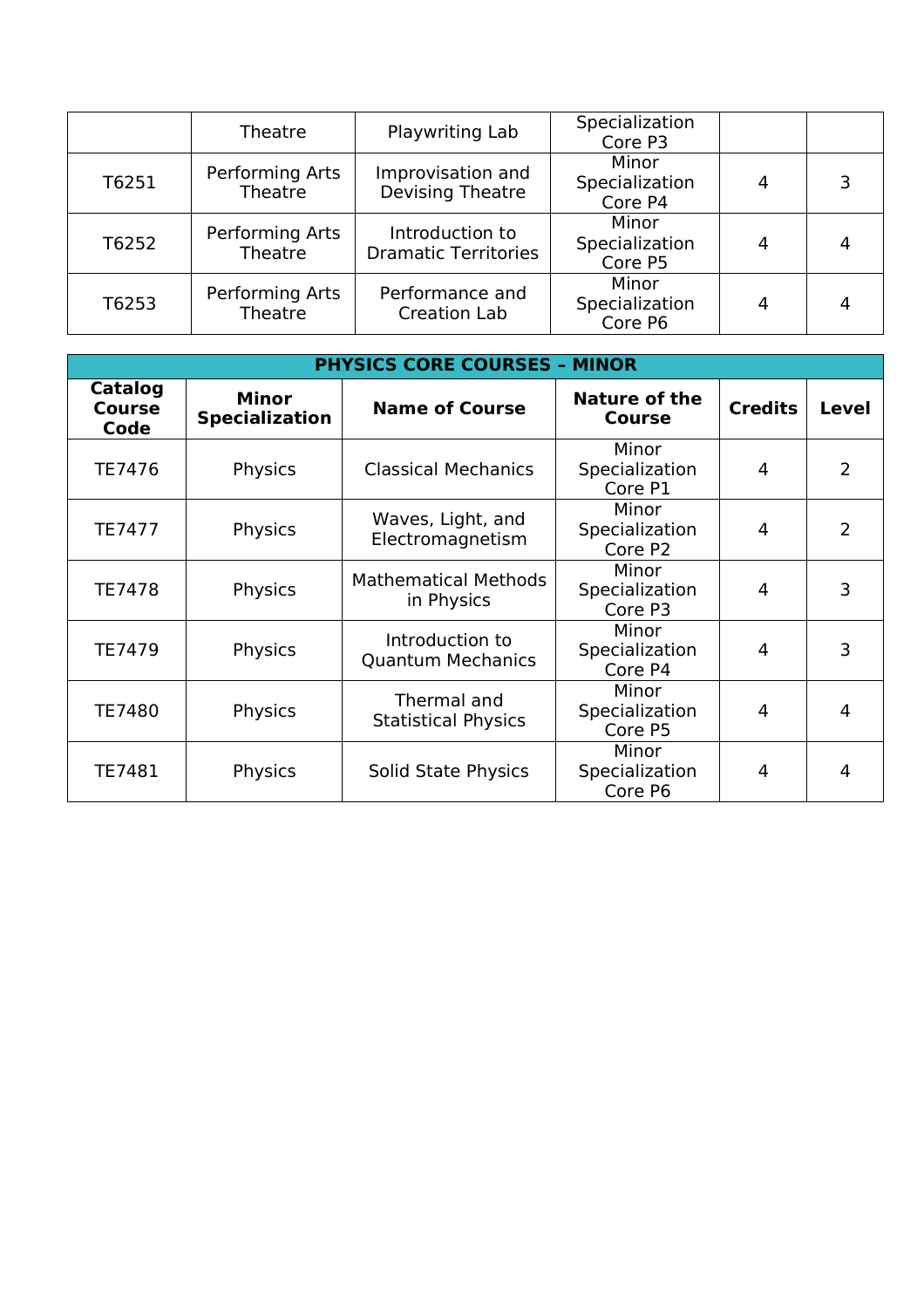| | | | | | |
|---|---|---|---|---|---|
| | Theatre | Playwriting Lab | Specialization Core P3 | | |
| T6251 | Performing Arts Theatre | Improvisation and Devising Theatre | Minor Specialization Core P4 | 4 | 3 |
| T6252 | Performing Arts Theatre | Introduction to Dramatic Territories | Minor Specialization Core P5 | 4 | 4 |
| T6253 | Performing Arts Theatre | Performance and Creation Lab | Minor Specialization Core P6 | 4 | 4 |

| PHYSICS CORE COURSES – MINOR | | | | | |
|---|---|---|---|---|---|
| **Catalog Course Code** | **Minor Specialization** | **Name of Course** | **Nature of the Course** | **Credits** | **Level** |
| TE7476 | Physics | Classical Mechanics | Minor Specialization Core P1 | 4 | 2 |
| TE7477 | Physics | Waves, Light, and Electromagnetism | Minor Specialization Core P2 | 4 | 2 |
| TE7478 | Physics | Mathematical Methods in Physics | Minor Specialization Core P3 | 4 | 3 |
| TE7479 | Physics | Introduction to Quantum Mechanics | Minor Specialization Core P4 | 4 | 3 |
| TE7480 | Physics | Thermal and Statistical Physics | Minor Specialization Core P5 | 4 | 4 |
| TE7481 | Physics | Solid State Physics | Minor Specialization Core P6 | 4 | 4 |